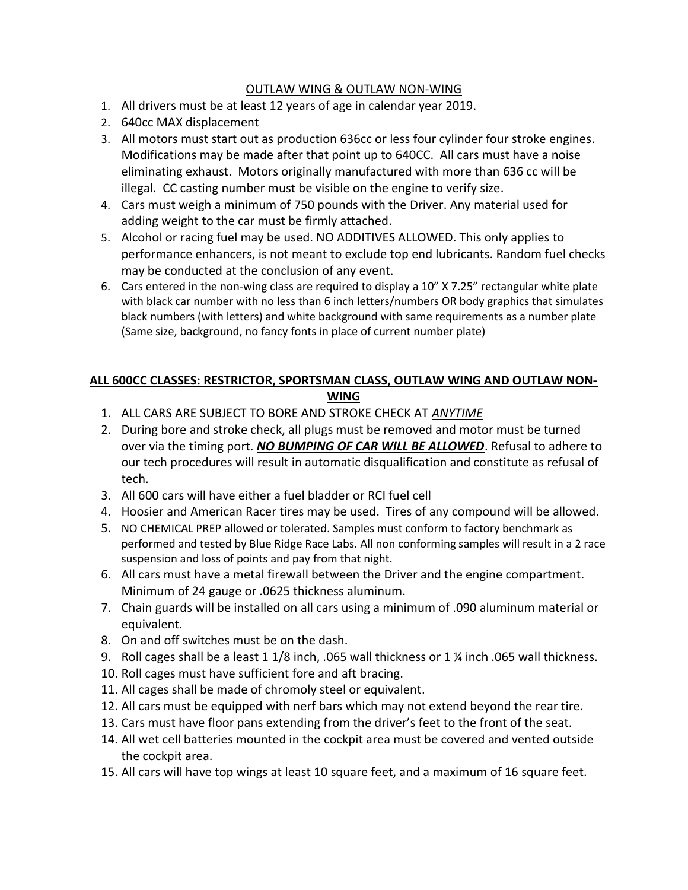## <u>OUTLAW WING & OUTLAW NON-WING</u>

1. All drivers must be at least 12 years of age in calendar year 2019.
2. 640cc MAX displacement
3. All motors must start out as production 636cc or less four cylinder four stroke engines. Modifications may be made after that point up to 640CC. All cars must have a noise eliminating exhaust. Motors originally manufactured with more than 636 cc will be illegal. CC casting number must be visible on the engine to verify size.
4. Cars must weigh a minimum of 750 pounds with the Driver. Any material used for adding weight to the car must be firmly attached.
5. Alcohol or racing fuel may be used. NO ADDITIVES ALLOWED. This only applies to performance enhancers, is not meant to exclude top end lubricants. Random fuel checks may be conducted at the conclusion of any event.
6. Cars entered in the non-wing class are required to display a 10" X 7.25" rectangular white plate with black car number with no less than 6 inch letters/numbers OR body graphics that simulates black numbers (with letters) and white background with same requirements as a number plate (Same size, background, no fancy fonts in place of current number plate)

## <u>**ALL 600CC CLASSES: RESTRICTOR, SPORTSMAN CLASS, OUTLAW WING AND OUTLAW NON-WING**</u>

1. ALL CARS ARE SUBJECT TO BORE AND STROKE CHECK AT *<u>ANYTIME</u>*
2. During bore and stroke check, all plugs must be removed and motor must be turned over via the timing port. ***<u>NO BUMPING OF CAR WILL BE ALLOWED</u>***. Refusal to adhere to our tech procedures will result in automatic disqualification and constitute as refusal of tech.
3. All 600 cars will have either a fuel bladder or RCI fuel cell
4. Hoosier and American Racer tires may be used. Tires of any compound will be allowed.
5. NO CHEMICAL PREP allowed or tolerated. Samples must conform to factory benchmark as performed and tested by Blue Ridge Race Labs. All non conforming samples will result in a 2 race suspension and loss of points and pay from that night.
6. All cars must have a metal firewall between the Driver and the engine compartment. Minimum of 24 gauge or .0625 thickness aluminum.
7. Chain guards will be installed on all cars using a minimum of .090 aluminum material or equivalent.
8. On and off switches must be on the dash.
9. Roll cages shall be a least 1 1/8 inch, .065 wall thickness or 1 ¼ inch .065 wall thickness.
10. Roll cages must have sufficient fore and aft bracing.
11. All cages shall be made of chromoly steel or equivalent.
12. All cars must be equipped with nerf bars which may not extend beyond the rear tire.
13. Cars must have floor pans extending from the driver's feet to the front of the seat.
14. All wet cell batteries mounted in the cockpit area must be covered and vented outside the cockpit area.
15. All cars will have top wings at least 10 square feet, and a maximum of 16 square feet.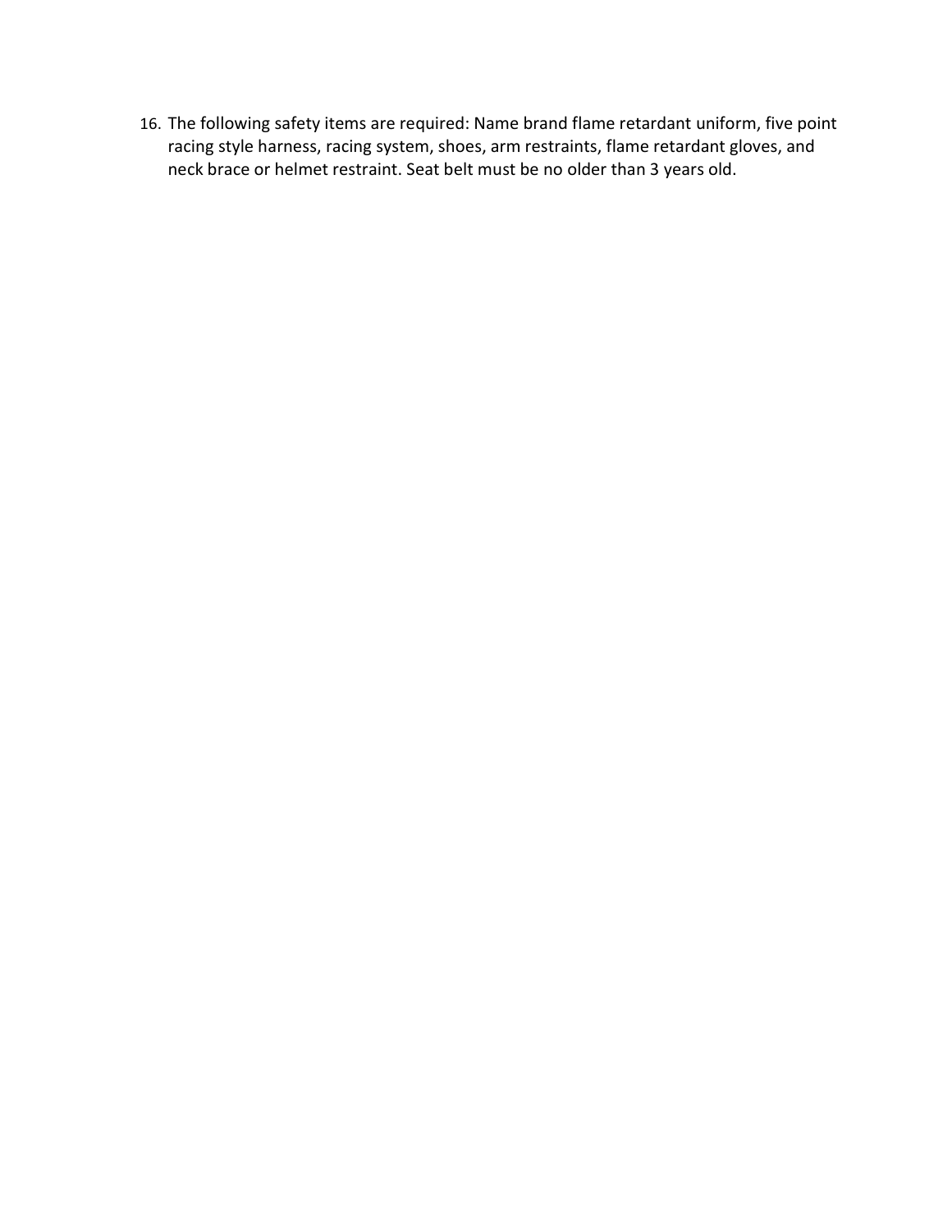16. The following safety items are required: Name brand flame retardant uniform, five point racing style harness, racing system, shoes, arm restraints, flame retardant gloves, and neck brace or helmet restraint. Seat belt must be no older than 3 years old.